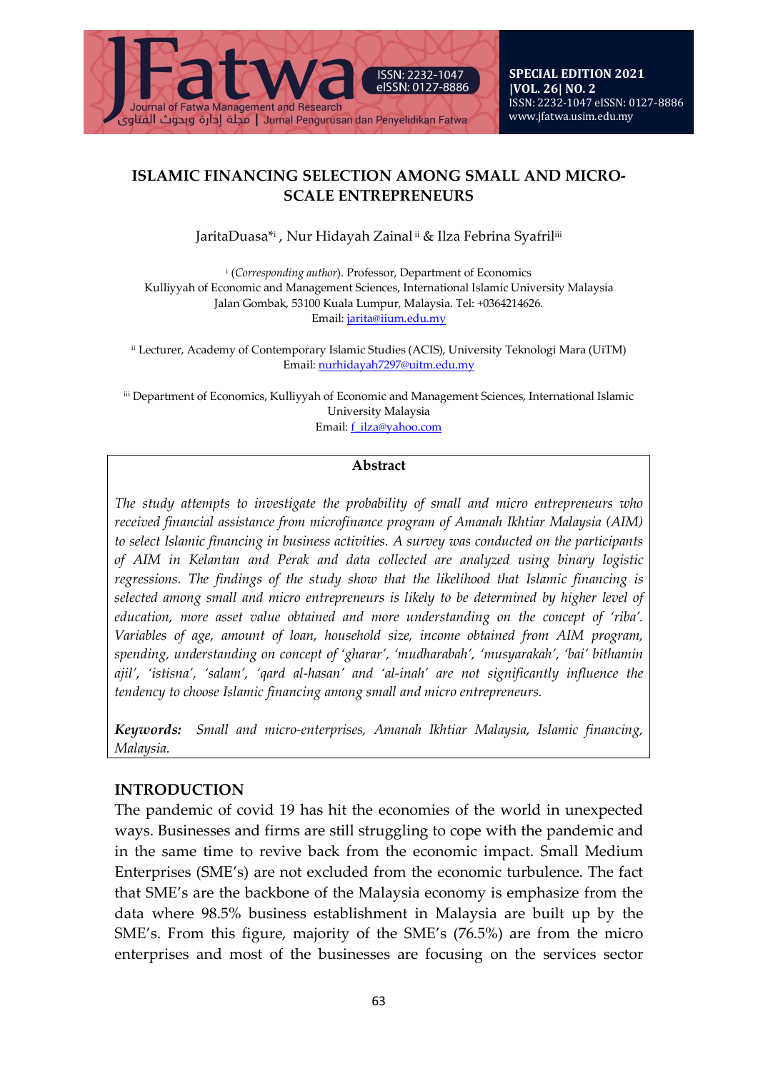# ISLAMIC FINANCING SELECTION AMONG SMALL AND MICRO-SCALE ENTREPRENEURS

JaritaDuasa*[i] , Nur Hidayah Zainal [ii] & Ilza Febrina Syafril[iii]

[i] (*Corresponding author*). Professor, Department of Economics
Kulliyyah of Economic and Management Sciences, International Islamic University Malaysia
Jalan Gombak, 53100 Kuala Lumpur, Malaysia. Tel: +0364214626.
Email: jarita@iium.edu.my

[ii] Lecturer, Academy of Contemporary Islamic Studies (ACIS), University Teknologi Mara (UiTM)
Email: nurhidayah7297@uitm.edu.my

[iii] Department of Economics, Kulliyyah of Economic and Management Sciences, International Islamic University Malaysia
Email: f_ilza@yahoo.com

## Abstract

*The study attempts to investigate the probability of small and micro entrepreneurs who received financial assistance from microfinance program of Amanah Ikhtiar Malaysia (AIM) to select Islamic financing in business activities. A survey was conducted on the participants of AIM in Kelantan and Perak and data collected are analyzed using binary logistic regressions. The findings of the study show that the likelihood that Islamic financing is selected among small and micro entrepreneurs is likely to be determined by higher level of education, more asset value obtained and more understanding on the concept of 'riba'. Variables of age, amount of loan, household size, income obtained from AIM program, spending, understanding on concept of 'gharar', 'mudharabah', 'musyarakah', 'bai' bithamin ajil', 'istisna', 'salam', 'qard al-hasan' and 'al-inah' are not significantly influence the tendency to choose Islamic financing among small and micro entrepreneurs.*

***Keywords:*** *Small and micro-enterprises, Amanah Ikhtiar Malaysia, Islamic financing, Malaysia.*

## INTRODUCTION

The pandemic of covid 19 has hit the economies of the world in unexpected ways. Businesses and firms are still struggling to cope with the pandemic and in the same time to revive back from the economic impact. Small Medium Enterprises (SME's) are not excluded from the economic turbulence. The fact that SME's are the backbone of the Malaysia economy is emphasize from the data where 98.5% business establishment in Malaysia are built up by the SME's. From this figure, majority of the SME's (76.5%) are from the micro enterprises and most of the businesses are focusing on the services sector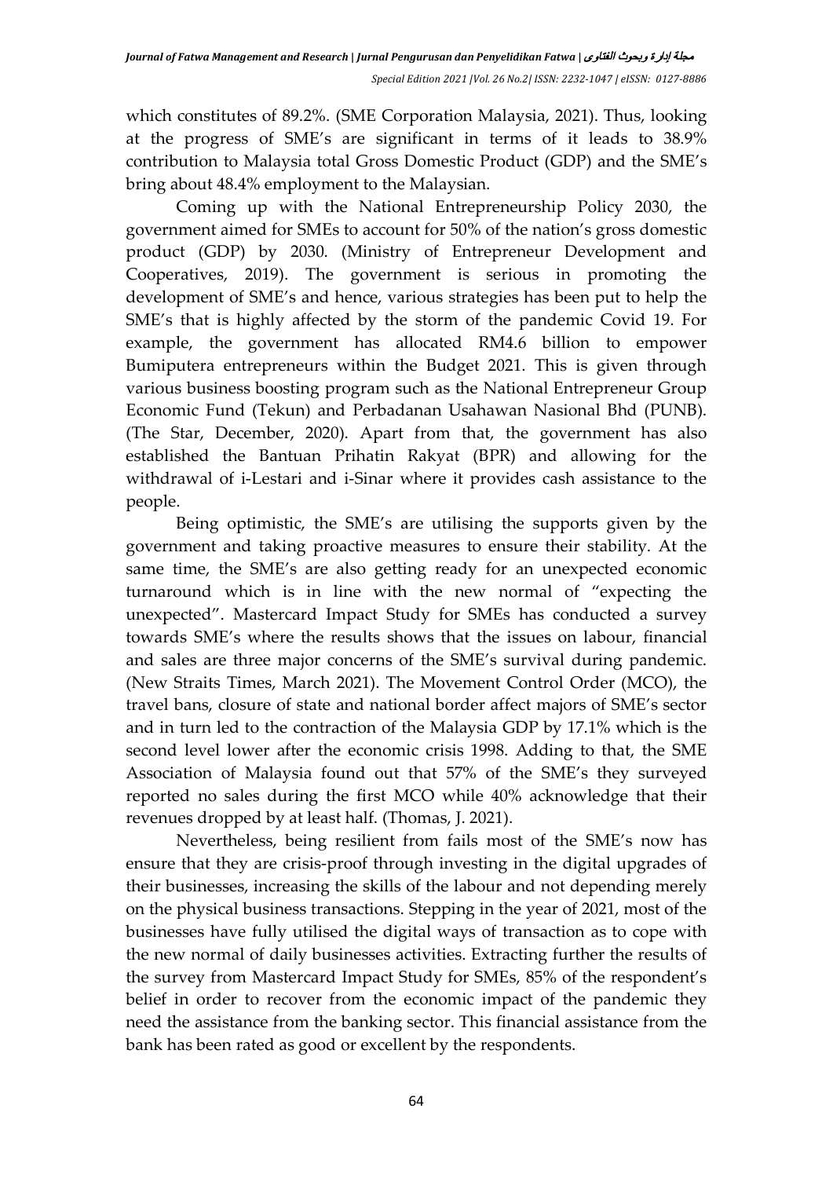which constitutes of 89.2%. (SME Corporation Malaysia, 2021). Thus, looking at the progress of SME's are significant in terms of it leads to 38.9% contribution to Malaysia total Gross Domestic Product (GDP) and the SME's bring about 48.4% employment to the Malaysian.

Coming up with the National Entrepreneurship Policy 2030, the government aimed for SMEs to account for 50% of the nation's gross domestic product (GDP) by 2030. (Ministry of Entrepreneur Development and Cooperatives, 2019). The government is serious in promoting the development of SME's and hence, various strategies has been put to help the SME's that is highly affected by the storm of the pandemic Covid 19. For example, the government has allocated RM4.6 billion to empower Bumiputera entrepreneurs within the Budget 2021. This is given through various business boosting program such as the National Entrepreneur Group Economic Fund (Tekun) and Perbadanan Usahawan Nasional Bhd (PUNB). (The Star, December, 2020). Apart from that, the government has also established the Bantuan Prihatin Rakyat (BPR) and allowing for the withdrawal of i-Lestari and i-Sinar where it provides cash assistance to the people.

Being optimistic, the SME's are utilising the supports given by the government and taking proactive measures to ensure their stability. At the same time, the SME's are also getting ready for an unexpected economic turnaround which is in line with the new normal of "expecting the unexpected". Mastercard Impact Study for SMEs has conducted a survey towards SME's where the results shows that the issues on labour, financial and sales are three major concerns of the SME's survival during pandemic. (New Straits Times, March 2021). The Movement Control Order (MCO), the travel bans, closure of state and national border affect majors of SME's sector and in turn led to the contraction of the Malaysia GDP by 17.1% which is the second level lower after the economic crisis 1998. Adding to that, the SME Association of Malaysia found out that 57% of the SME's they surveyed reported no sales during the first MCO while 40% acknowledge that their revenues dropped by at least half. (Thomas, J. 2021).

Nevertheless, being resilient from fails most of the SME's now has ensure that they are crisis-proof through investing in the digital upgrades of their businesses, increasing the skills of the labour and not depending merely on the physical business transactions. Stepping in the year of 2021, most of the businesses have fully utilised the digital ways of transaction as to cope with the new normal of daily businesses activities. Extracting further the results of the survey from Mastercard Impact Study for SMEs, 85% of the respondent's belief in order to recover from the economic impact of the pandemic they need the assistance from the banking sector. This financial assistance from the bank has been rated as good or excellent by the respondents.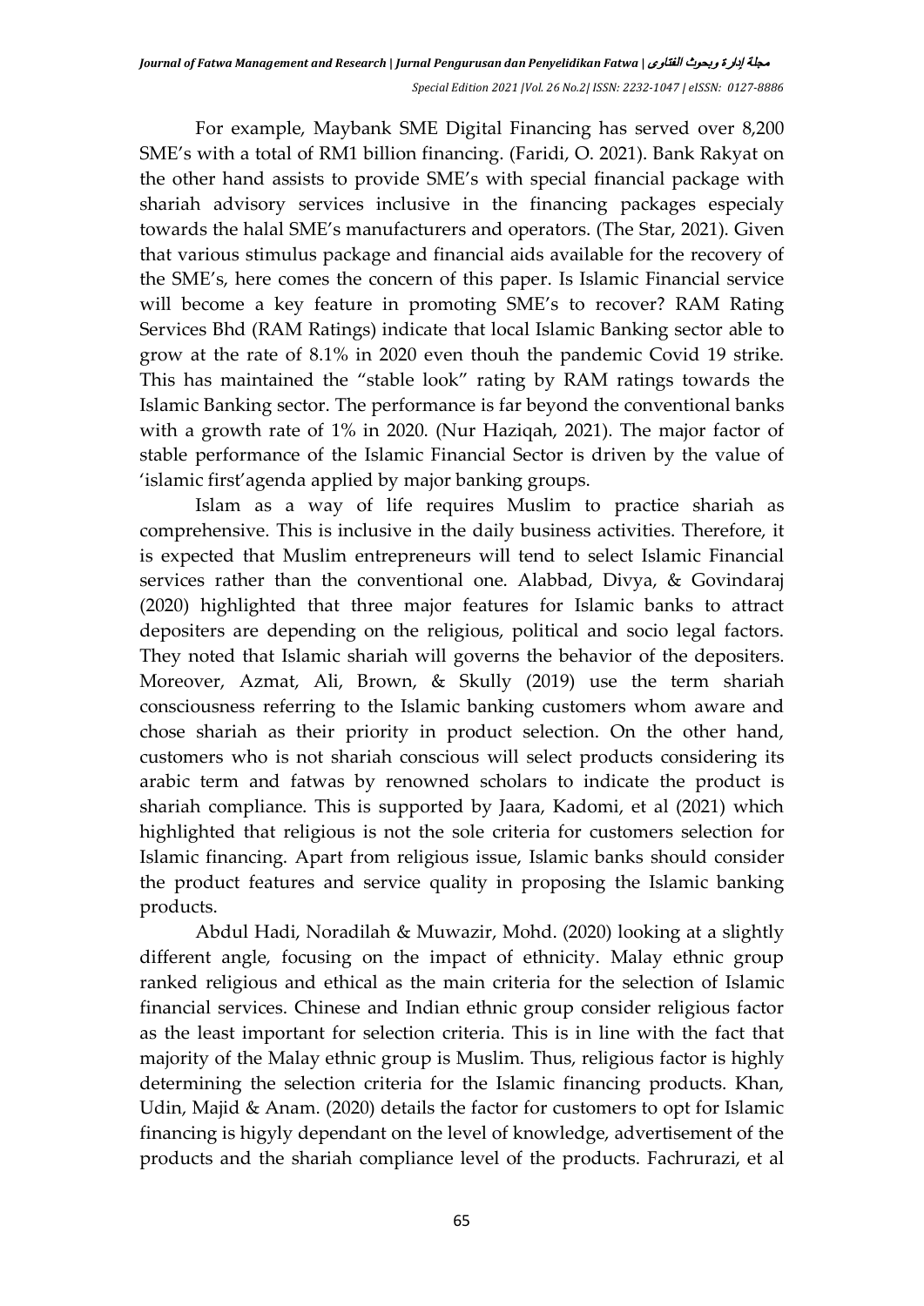For example, Maybank SME Digital Financing has served over 8,200 SME's with a total of RM1 billion financing. (Faridi, O. 2021). Bank Rakyat on the other hand assists to provide SME's with special financial package with shariah advisory services inclusive in the financing packages especialy towards the halal SME's manufacturers and operators. (The Star, 2021). Given that various stimulus package and financial aids available for the recovery of the SME's, here comes the concern of this paper. Is Islamic Financial service will become a key feature in promoting SME's to recover? RAM Rating Services Bhd (RAM Ratings) indicate that local Islamic Banking sector able to grow at the rate of 8.1% in 2020 even thouh the pandemic Covid 19 strike. This has maintained the "stable look" rating by RAM ratings towards the Islamic Banking sector. The performance is far beyond the conventional banks with a growth rate of 1% in 2020. (Nur Haziqah, 2021). The major factor of stable performance of the Islamic Financial Sector is driven by the value of 'islamic first'agenda applied by major banking groups.

Islam as a way of life requires Muslim to practice shariah as comprehensive. This is inclusive in the daily business activities. Therefore, it is expected that Muslim entrepreneurs will tend to select Islamic Financial services rather than the conventional one. Alabbad, Divya, & Govindaraj (2020) highlighted that three major features for Islamic banks to attract depositers are depending on the religious, political and socio legal factors. They noted that Islamic shariah will governs the behavior of the depositers. Moreover, Azmat, Ali, Brown, & Skully (2019) use the term shariah consciousness referring to the Islamic banking customers whom aware and chose shariah as their priority in product selection. On the other hand, customers who is not shariah conscious will select products considering its arabic term and fatwas by renowned scholars to indicate the product is shariah compliance. This is supported by Jaara, Kadomi, et al (2021) which highlighted that religious is not the sole criteria for customers selection for Islamic financing. Apart from religious issue, Islamic banks should consider the product features and service quality in proposing the Islamic banking products.

Abdul Hadi, Noradilah & Muwazir, Mohd. (2020) looking at a slightly different angle, focusing on the impact of ethnicity. Malay ethnic group ranked religious and ethical as the main criteria for the selection of Islamic financial services. Chinese and Indian ethnic group consider religious factor as the least important for selection criteria. This is in line with the fact that majority of the Malay ethnic group is Muslim. Thus, religious factor is highly determining the selection criteria for the Islamic financing products. Khan, Udin, Majid & Anam. (2020) details the factor for customers to opt for Islamic financing is higyly dependant on the level of knowledge, advertisement of the products and the shariah compliance level of the products. Fachrurazi, et al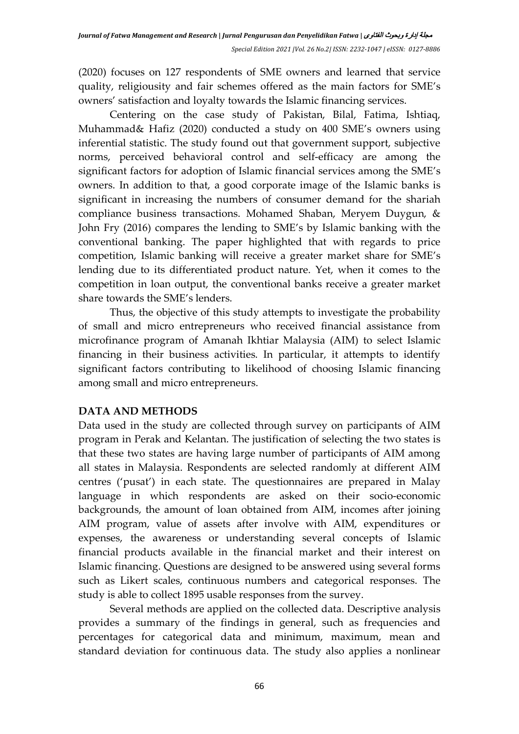(2020) focuses on 127 respondents of SME owners and learned that service quality, religiousity and fair schemes offered as the main factors for SME's owners' satisfaction and loyalty towards the Islamic financing services.

Centering on the case study of Pakistan, Bilal, Fatima, Ishtiaq, Muhammad& Hafiz (2020) conducted a study on 400 SME's owners using inferential statistic. The study found out that government support, subjective norms, perceived behavioral control and self-efficacy are among the significant factors for adoption of Islamic financial services among the SME's owners. In addition to that, a good corporate image of the Islamic banks is significant in increasing the numbers of consumer demand for the shariah compliance business transactions. Mohamed Shaban, Meryem Duygun, & John Fry (2016) compares the lending to SME's by Islamic banking with the conventional banking. The paper highlighted that with regards to price competition, Islamic banking will receive a greater market share for SME's lending due to its differentiated product nature. Yet, when it comes to the competition in loan output, the conventional banks receive a greater market share towards the SME's lenders.

Thus, the objective of this study attempts to investigate the probability of small and micro entrepreneurs who received financial assistance from microfinance program of Amanah Ikhtiar Malaysia (AIM) to select Islamic financing in their business activities. In particular, it attempts to identify significant factors contributing to likelihood of choosing Islamic financing among small and micro entrepreneurs.

## DATA AND METHODS

Data used in the study are collected through survey on participants of AIM program in Perak and Kelantan. The justification of selecting the two states is that these two states are having large number of participants of AIM among all states in Malaysia. Respondents are selected randomly at different AIM centres ('pusat') in each state. The questionnaires are prepared in Malay language in which respondents are asked on their socio-economic backgrounds, the amount of loan obtained from AIM, incomes after joining AIM program, value of assets after involve with AIM, expenditures or expenses, the awareness or understanding several concepts of Islamic financial products available in the financial market and their interest on Islamic financing. Questions are designed to be answered using several forms such as Likert scales, continuous numbers and categorical responses. The study is able to collect 1895 usable responses from the survey.

Several methods are applied on the collected data. Descriptive analysis provides a summary of the findings in general, such as frequencies and percentages for categorical data and minimum, maximum, mean and standard deviation for continuous data. The study also applies a nonlinear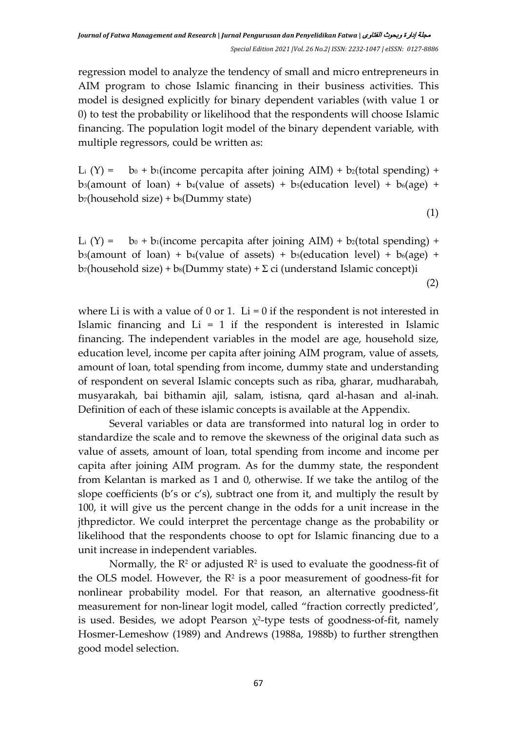regression model to analyze the tendency of small and micro entrepreneurs in AIM program to chose Islamic financing in their business activities. This model is designed explicitly for binary dependent variables (with value 1 or 0) to test the probability or likelihood that the respondents will choose Islamic financing. The population logit model of the binary dependent variable, with multiple regressors, could be written as:

$$L_i\,(Y) = b_0 + b_1(\text{income percapita after joining AIM}) + b_2(\text{total spending}) + b_3(\text{amount of loan}) + b_4(\text{value of assets}) + b_5(\text{education level}) + b_6(\text{age}) + b_7(\text{household size}) + b_8(\text{Dummy state}) \tag{1}$$

$$L_i\,(Y) = b_0 + b_1(\text{income percapita after joining AIM}) + b_2(\text{total spending}) + b_3(\text{amount of loan}) + b_4(\text{value of assets}) + b_5(\text{education level}) + b_6(\text{age}) + b_7(\text{household size}) + b_8(\text{Dummy state}) + \Sigma\, c_i\,(\text{understand Islamic concept})_i \tag{2}$$

where Li is with a value of 0 or 1. Li = 0 if the respondent is not interested in Islamic financing and Li = 1 if the respondent is interested in Islamic financing. The independent variables in the model are age, household size, education level, income per capita after joining AIM program, value of assets, amount of loan, total spending from income, dummy state and understanding of respondent on several Islamic concepts such as riba, gharar, mudharabah, musyarakah, bai bithamin ajil, salam, istisna, qard al-hasan and al-inah. Definition of each of these islamic concepts is available at the Appendix.

Several variables or data are transformed into natural log in order to standardize the scale and to remove the skewness of the original data such as value of assets, amount of loan, total spending from income and income per capita after joining AIM program. As for the dummy state, the respondent from Kelantan is marked as 1 and 0, otherwise. If we take the antilog of the slope coefficients (b's or c's), subtract one from it, and multiply the result by 100, it will give us the percent change in the odds for a unit increase in the jthpredictor. We could interpret the percentage change as the probability or likelihood that the respondents choose to opt for Islamic financing due to a unit increase in independent variables.

Normally, the $R^2$ or adjusted $R^2$ is used to evaluate the goodness-fit of the OLS model. However, the $R^2$ is a poor measurement of goodness-fit for nonlinear probability model. For that reason, an alternative goodness-fit measurement for non-linear logit model, called "fraction correctly predicted', is used. Besides, we adopt Pearson $\chi^2$-type tests of goodness-of-fit, namely Hosmer-Lemeshow (1989) and Andrews (1988a, 1988b) to further strengthen good model selection.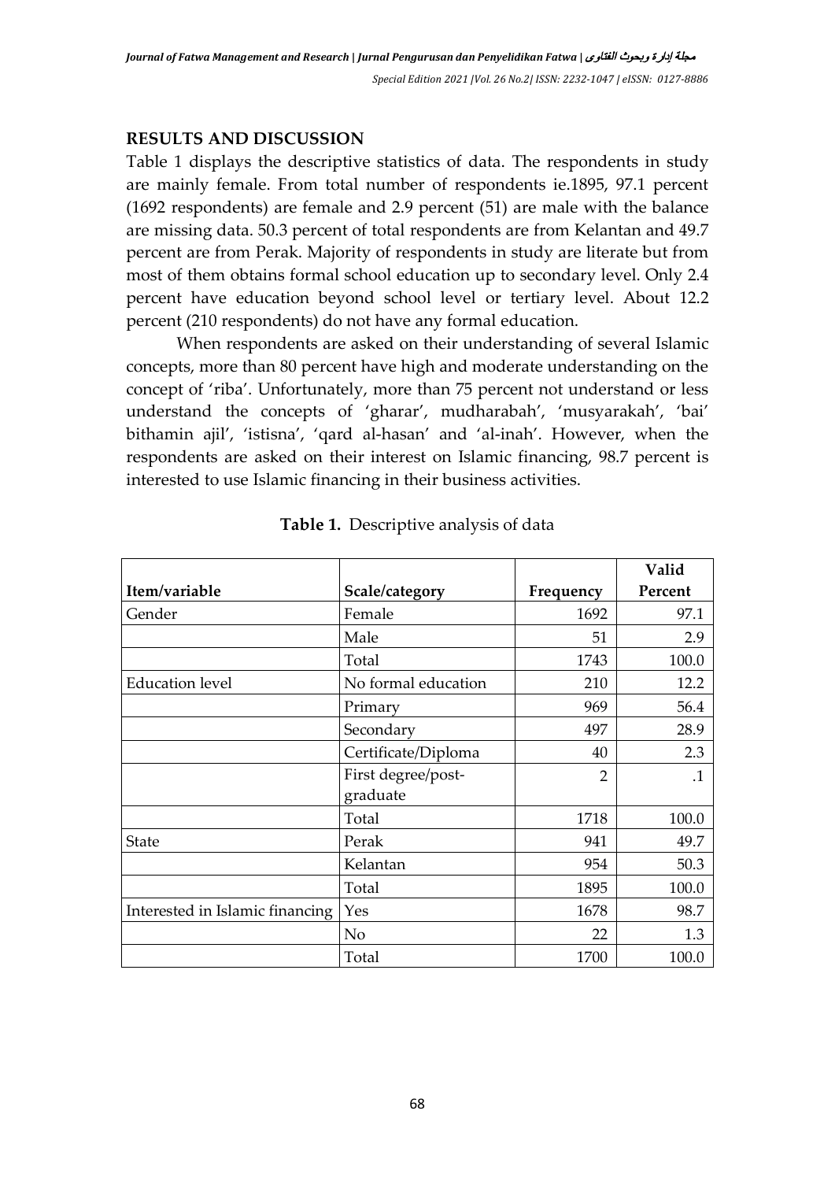## RESULTS AND DISCUSSION

Table 1 displays the descriptive statistics of data. The respondents in study are mainly female. From total number of respondents ie.1895, 97.1 percent (1692 respondents) are female and 2.9 percent (51) are male with the balance are missing data. 50.3 percent of total respondents are from Kelantan and 49.7 percent are from Perak. Majority of respondents in study are literate but from most of them obtains formal school education up to secondary level. Only 2.4 percent have education beyond school level or tertiary level. About 12.2 percent (210 respondents) do not have any formal education.

When respondents are asked on their understanding of several Islamic concepts, more than 80 percent have high and moderate understanding on the concept of 'riba'. Unfortunately, more than 75 percent not understand or less understand the concepts of 'gharar', mudharabah', 'musyarakah', 'bai' bithamin ajil', 'istisna', 'qard al-hasan' and 'al-inah'. However, when the respondents are asked on their interest on Islamic financing, 98.7 percent is interested to use Islamic financing in their business activities.

**Table 1.** Descriptive analysis of data

| Item/variable | Scale/category | Frequency | Valid Percent |
|---|---|---|---|
| Gender | Female | 1692 | 97.1 |
| | Male | 51 | 2.9 |
| | Total | 1743 | 100.0 |
| Education level | No formal education | 210 | 12.2 |
| | Primary | 969 | 56.4 |
| | Secondary | 497 | 28.9 |
| | Certificate/Diploma | 40 | 2.3 |
| | First degree/post-graduate | 2 | .1 |
| | Total | 1718 | 100.0 |
| State | Perak | 941 | 49.7 |
| | Kelantan | 954 | 50.3 |
| | Total | 1895 | 100.0 |
| Interested in Islamic financing | Yes | 1678 | 98.7 |
| | No | 22 | 1.3 |
| | Total | 1700 | 100.0 |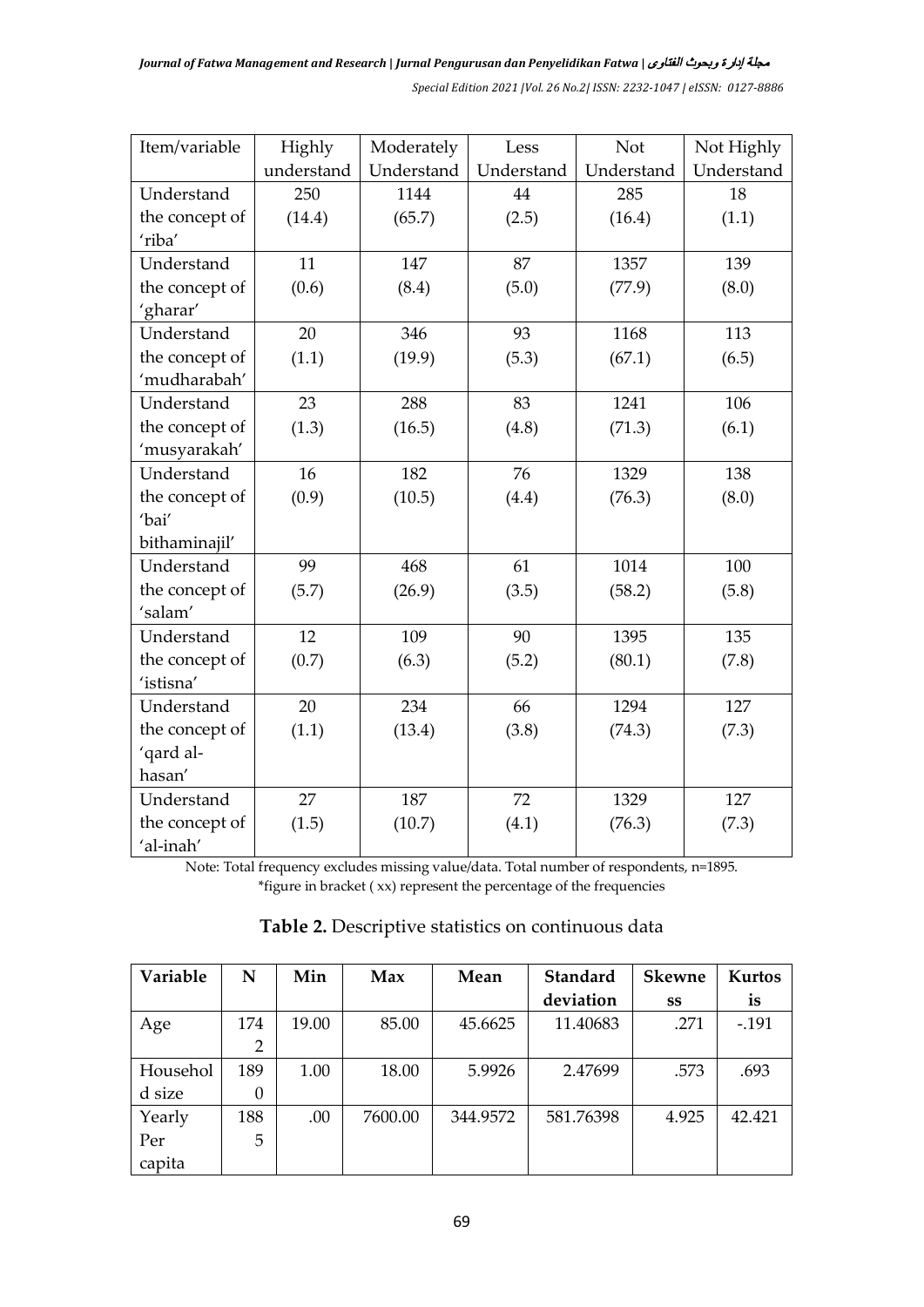| Item/variable | Highly understand | Moderately Understand | Less Understand | Not Understand | Not Highly Understand |
|---|---|---|---|---|---|
| Understand the concept of 'riba' | 250 (14.4) | 1144 (65.7) | 44 (2.5) | 285 (16.4) | 18 (1.1) |
| Understand the concept of 'gharar' | 11 (0.6) | 147 (8.4) | 87 (5.0) | 1357 (77.9) | 139 (8.0) |
| Understand the concept of 'mudharabah' | 20 (1.1) | 346 (19.9) | 93 (5.3) | 1168 (67.1) | 113 (6.5) |
| Understand the concept of 'musyarakah' | 23 (1.3) | 288 (16.5) | 83 (4.8) | 1241 (71.3) | 106 (6.1) |
| Understand the concept of 'bai' bithaminajil' | 16 (0.9) | 182 (10.5) | 76 (4.4) | 1329 (76.3) | 138 (8.0) |
| Understand the concept of 'salam' | 99 (5.7) | 468 (26.9) | 61 (3.5) | 1014 (58.2) | 100 (5.8) |
| Understand the concept of 'istisna' | 12 (0.7) | 109 (6.3) | 90 (5.2) | 1395 (80.1) | 135 (7.8) |
| Understand the concept of 'qard al-hasan' | 20 (1.1) | 234 (13.4) | 66 (3.8) | 1294 (74.3) | 127 (7.3) |
| Understand the concept of 'al-inah' | 27 (1.5) | 187 (10.7) | 72 (4.1) | 1329 (76.3) | 127 (7.3) |

Note: Total frequency excludes missing value/data. Total number of respondents, n=1895.
*figure in bracket ( xx) represent the percentage of the frequencies

**Table 2.** Descriptive statistics on continuous data

| Variable | N | Min | Max | Mean | Standard deviation | Skewness | Kurtosis |
|---|---|---|---|---|---|---|---|
| Age | 1742 | 19.00 | 85.00 | 45.6625 | 11.40683 | .271 | -.191 |
| Household size | 1890 | 1.00 | 18.00 | 5.9926 | 2.47699 | .573 | .693 |
| Yearly Per capita | 1885 | .00 | 7600.00 | 344.9572 | 581.76398 | 4.925 | 42.421 |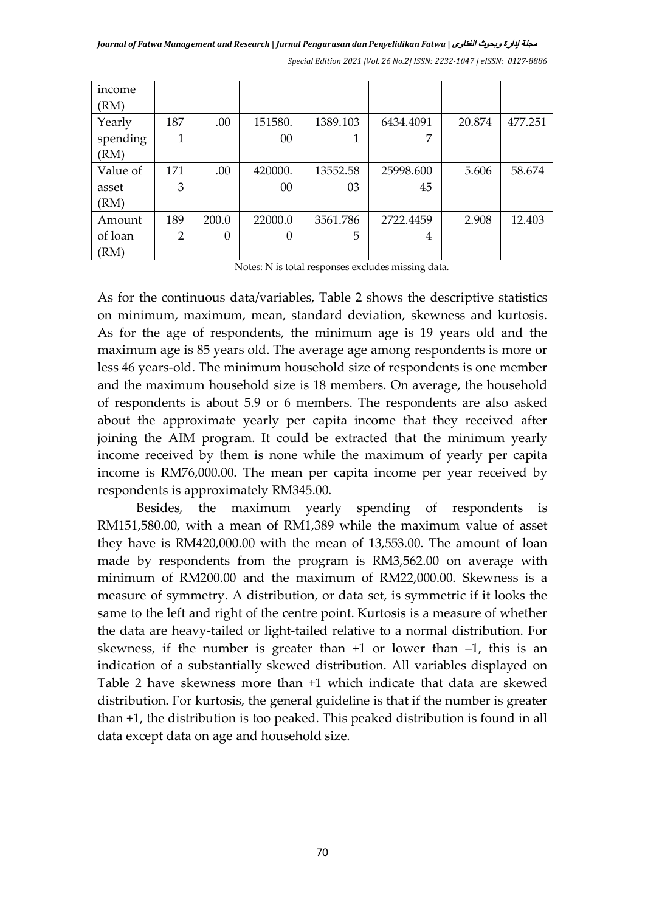| income (RM) | | | | | | | |
|---|---|---|---|---|---|---|---|
| Yearly spending (RM) | 1871 | .00 | 151580.00 | 1389.1031 | 6434.40917 | 20.874 | 477.251 |
| Value of asset (RM) | 1713 | .00 | 420000.00 | 13552.5803 | 25998.60045 | 5.606 | 58.674 |
| Amount of loan (RM) | 1892 | 200.00 | 22000.00 | 3561.7865 | 2722.44594 | 2.908 | 12.403 |

Notes: N is total responses excludes missing data.

As for the continuous data/variables, Table 2 shows the descriptive statistics on minimum, maximum, mean, standard deviation, skewness and kurtosis. As for the age of respondents, the minimum age is 19 years old and the maximum age is 85 years old. The average age among respondents is more or less 46 years-old. The minimum household size of respondents is one member and the maximum household size is 18 members. On average, the household of respondents is about 5.9 or 6 members. The respondents are also asked about the approximate yearly per capita income that they received after joining the AIM program. It could be extracted that the minimum yearly income received by them is none while the maximum of yearly per capita income is RM76,000.00. The mean per capita income per year received by respondents is approximately RM345.00.

Besides, the maximum yearly spending of respondents is RM151,580.00, with a mean of RM1,389 while the maximum value of asset they have is RM420,000.00 with the mean of 13,553.00. The amount of loan made by respondents from the program is RM3,562.00 on average with minimum of RM200.00 and the maximum of RM22,000.00. Skewness is a measure of symmetry. A distribution, or data set, is symmetric if it looks the same to the left and right of the centre point. Kurtosis is a measure of whether the data are heavy-tailed or light-tailed relative to a normal distribution. For skewness, if the number is greater than +1 or lower than –1, this is an indication of a substantially skewed distribution. All variables displayed on Table 2 have skewness more than +1 which indicate that data are skewed distribution. For kurtosis, the general guideline is that if the number is greater than +1, the distribution is too peaked. This peaked distribution is found in all data except data on age and household size.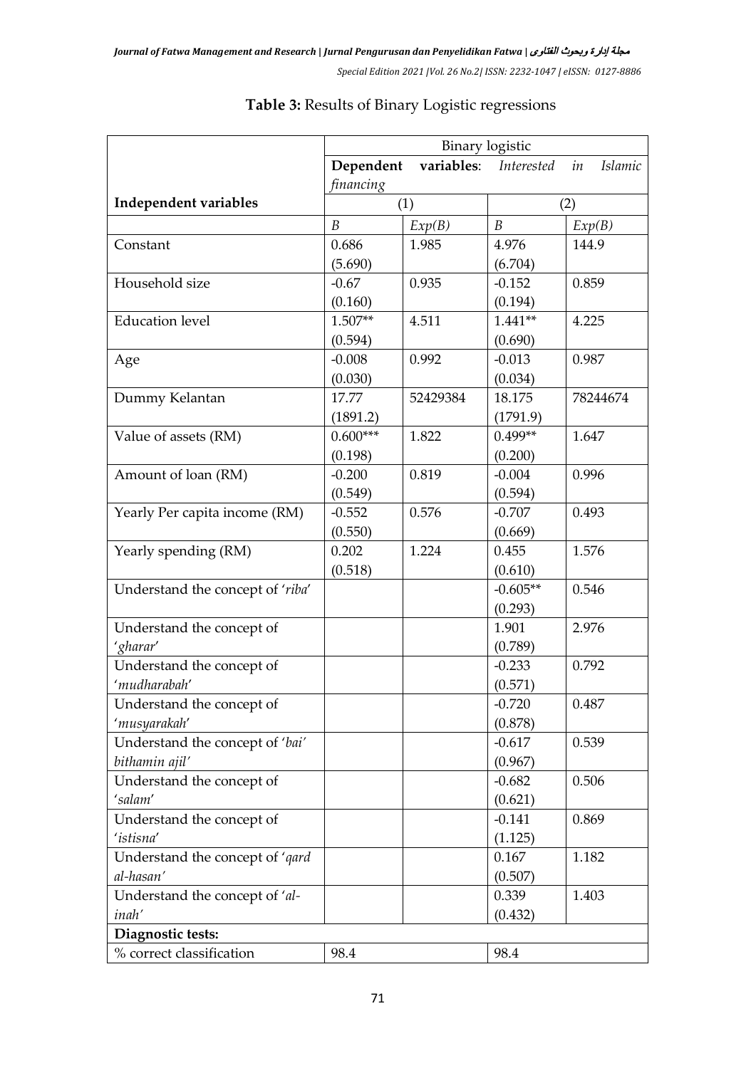**Table 3:** Results of Binary Logistic regressions

| | Binary logistic | | | |
|---|---|---|---|---|
| | **Dependent variables**: *Interested in Islamic financing* | | | |
| **Independent variables** | (1) | | (2) | |
| | *B* | *Exp(B)* | *B* | *Exp(B)* |
| Constant | 0.686 (5.690) | 1.985 | 4.976 (6.704) | 144.9 |
| Household size | -0.67 (0.160) | 0.935 | -0.152 (0.194) | 0.859 |
| Education level | 1.507** (0.594) | 4.511 | 1.441** (0.690) | 4.225 |
| Age | -0.008 (0.030) | 0.992 | -0.013 (0.034) | 0.987 |
| Dummy Kelantan | 17.77 (1891.2) | 52429384 | 18.175 (1791.9) | 78244674 |
| Value of assets (RM) | 0.600*** (0.198) | 1.822 | 0.499** (0.200) | 1.647 |
| Amount of loan (RM) | -0.200 (0.549) | 0.819 | -0.004 (0.594) | 0.996 |
| Yearly Per capita income (RM) | -0.552 (0.550) | 0.576 | -0.707 (0.669) | 0.493 |
| Yearly spending (RM) | 0.202 (0.518) | 1.224 | 0.455 (0.610) | 1.576 |
| Understand the concept of '*riba*' | | | -0.605** (0.293) | 0.546 |
| Understand the concept of '*gharar*' | | | 1.901 (0.789) | 2.976 |
| Understand the concept of '*mudharabah*' | | | -0.233 (0.571) | 0.792 |
| Understand the concept of '*musyarakah*' | | | -0.720 (0.878) | 0.487 |
| Understand the concept of '*bai' bithamin ajil*' | | | -0.617 (0.967) | 0.539 |
| Understand the concept of '*salam*' | | | -0.682 (0.621) | 0.506 |
| Understand the concept of '*istisna*' | | | -0.141 (1.125) | 0.869 |
| Understand the concept of '*qard al-hasan*' | | | 0.167 (0.507) | 1.182 |
| Understand the concept of '*al-inah*' | | | 0.339 (0.432) | 1.403 |
| **Diagnostic tests:** | | | | |
| % correct classification | 98.4 | | 98.4 | |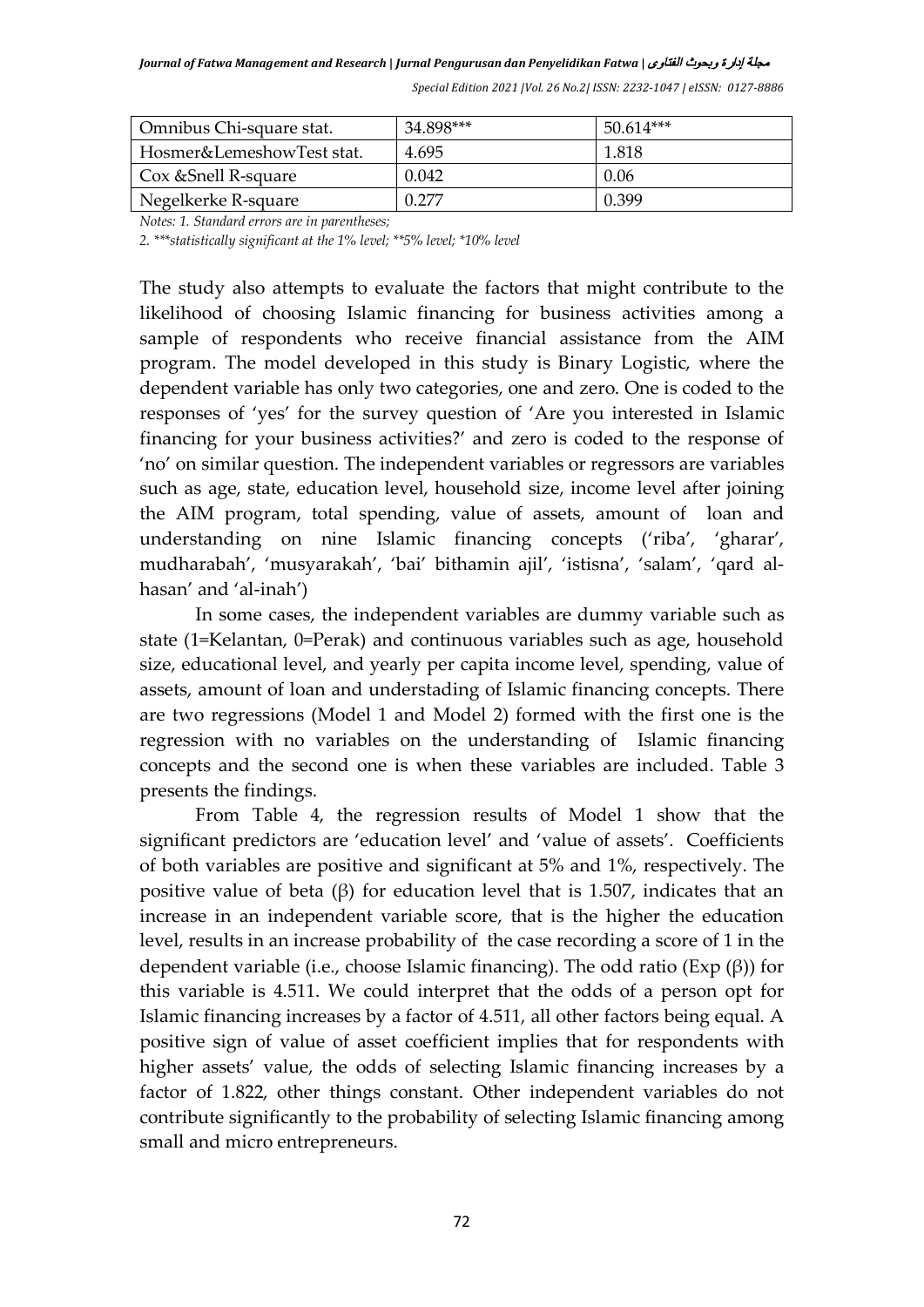| Omnibus Chi-square stat. | 34.898*** | 50.614*** |
| --- | --- | --- |
| Hosmer&LemeshowTest stat. | 4.695 | 1.818 |
| Cox &Snell R-square | 0.042 | 0.06 |
| Negelkerke R-square | 0.277 | 0.399 |

*Notes: 1. Standard errors are in parentheses;*

*2. \*\*\*statistically significant at the 1% level; \*\*5% level; \*10% level*

The study also attempts to evaluate the factors that might contribute to the likelihood of choosing Islamic financing for business activities among a sample of respondents who receive financial assistance from the AIM program. The model developed in this study is Binary Logistic, where the dependent variable has only two categories, one and zero. One is coded to the responses of 'yes' for the survey question of 'Are you interested in Islamic financing for your business activities?' and zero is coded to the response of 'no' on similar question. The independent variables or regressors are variables such as age, state, education level, household size, income level after joining the AIM program, total spending, value of assets, amount of loan and understanding on nine Islamic financing concepts ('riba', 'gharar', mudharabah', 'musyarakah', 'bai' bithamin ajil', 'istisna', 'salam', 'qard al-hasan' and 'al-inah')

In some cases, the independent variables are dummy variable such as state (1=Kelantan, 0=Perak) and continuous variables such as age, household size, educational level, and yearly per capita income level, spending, value of assets, amount of loan and understading of Islamic financing concepts. There are two regressions (Model 1 and Model 2) formed with the first one is the regression with no variables on the understanding of Islamic financing concepts and the second one is when these variables are included. Table 3 presents the findings.

From Table 4, the regression results of Model 1 show that the significant predictors are 'education level' and 'value of assets'. Coefficients of both variables are positive and significant at 5% and 1%, respectively. The positive value of beta ($\beta$) for education level that is 1.507, indicates that an increase in an independent variable score, that is the higher the education level, results in an increase probability of the case recording a score of 1 in the dependent variable (i.e., choose Islamic financing). The odd ratio (Exp ($\beta$)) for this variable is 4.511. We could interpret that the odds of a person opt for Islamic financing increases by a factor of 4.511, all other factors being equal. A positive sign of value of asset coefficient implies that for respondents with higher assets' value, the odds of selecting Islamic financing increases by a factor of 1.822, other things constant. Other independent variables do not contribute significantly to the probability of selecting Islamic financing among small and micro entrepreneurs.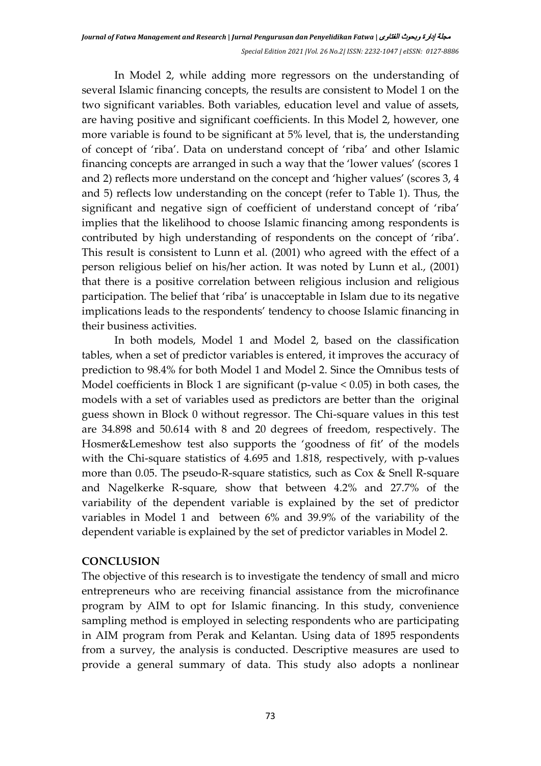In Model 2, while adding more regressors on the understanding of several Islamic financing concepts, the results are consistent to Model 1 on the two significant variables. Both variables, education level and value of assets, are having positive and significant coefficients. In this Model 2, however, one more variable is found to be significant at 5% level, that is, the understanding of concept of 'riba'. Data on understand concept of 'riba' and other Islamic financing concepts are arranged in such a way that the 'lower values' (scores 1 and 2) reflects more understand on the concept and 'higher values' (scores 3, 4 and 5) reflects low understanding on the concept (refer to Table 1). Thus, the significant and negative sign of coefficient of understand concept of 'riba' implies that the likelihood to choose Islamic financing among respondents is contributed by high understanding of respondents on the concept of 'riba'. This result is consistent to Lunn et al. (2001) who agreed with the effect of a person religious belief on his/her action. It was noted by Lunn et al., (2001) that there is a positive correlation between religious inclusion and religious participation. The belief that 'riba' is unacceptable in Islam due to its negative implications leads to the respondents' tendency to choose Islamic financing in their business activities.

In both models, Model 1 and Model 2, based on the classification tables, when a set of predictor variables is entered, it improves the accuracy of prediction to 98.4% for both Model 1 and Model 2. Since the Omnibus tests of Model coefficients in Block 1 are significant (p-value < 0.05) in both cases, the models with a set of variables used as predictors are better than the original guess shown in Block 0 without regressor. The Chi-square values in this test are 34.898 and 50.614 with 8 and 20 degrees of freedom, respectively. The Hosmer&Lemeshow test also supports the 'goodness of fit' of the models with the Chi-square statistics of 4.695 and 1.818, respectively, with p-values more than 0.05. The pseudo-R-square statistics, such as Cox & Snell R-square and Nagelkerke R-square, show that between 4.2% and 27.7% of the variability of the dependent variable is explained by the set of predictor variables in Model 1 and between 6% and 39.9% of the variability of the dependent variable is explained by the set of predictor variables in Model 2.

## CONCLUSION

The objective of this research is to investigate the tendency of small and micro entrepreneurs who are receiving financial assistance from the microfinance program by AIM to opt for Islamic financing. In this study, convenience sampling method is employed in selecting respondents who are participating in AIM program from Perak and Kelantan. Using data of 1895 respondents from a survey, the analysis is conducted. Descriptive measures are used to provide a general summary of data. This study also adopts a nonlinear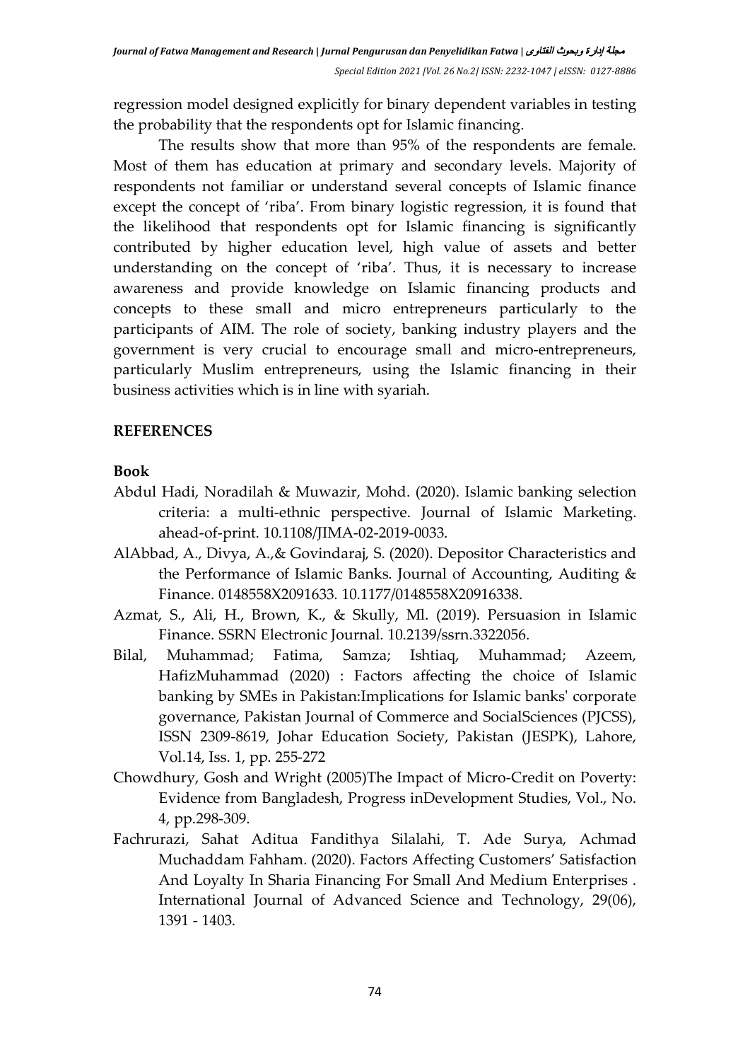regression model designed explicitly for binary dependent variables in testing the probability that the respondents opt for Islamic financing.

The results show that more than 95% of the respondents are female. Most of them has education at primary and secondary levels. Majority of respondents not familiar or understand several concepts of Islamic finance except the concept of 'riba'. From binary logistic regression, it is found that the likelihood that respondents opt for Islamic financing is significantly contributed by higher education level, high value of assets and better understanding on the concept of 'riba'. Thus, it is necessary to increase awareness and provide knowledge on Islamic financing products and concepts to these small and micro entrepreneurs particularly to the participants of AIM. The role of society, banking industry players and the government is very crucial to encourage small and micro-entrepreneurs, particularly Muslim entrepreneurs, using the Islamic financing in their business activities which is in line with syariah.

## REFERENCES

### Book

Abdul Hadi, Noradilah & Muwazir, Mohd. (2020). Islamic banking selection criteria: a multi-ethnic perspective. Journal of Islamic Marketing. ahead-of-print. 10.1108/JIMA-02-2019-0033.

AlAbbad, A., Divya, A.,& Govindaraj, S. (2020). Depositor Characteristics and the Performance of Islamic Banks. Journal of Accounting, Auditing & Finance. 0148558X2091633. 10.1177/0148558X20916338.

Azmat, S., Ali, H., Brown, K., & Skully, Ml. (2019). Persuasion in Islamic Finance. SSRN Electronic Journal. 10.2139/ssrn.3322056.

Bilal, Muhammad; Fatima, Samza; Ishtiaq, Muhammad; Azeem, HafizMuhammad (2020) : Factors affecting the choice of Islamic banking by SMEs in Pakistan:Implications for Islamic banks' corporate governance, Pakistan Journal of Commerce and SocialSciences (PJCSS), ISSN 2309-8619, Johar Education Society, Pakistan (JESPK), Lahore, Vol.14, Iss. 1, pp. 255-272

Chowdhury, Gosh and Wright (2005)The Impact of Micro-Credit on Poverty: Evidence from Bangladesh, Progress inDevelopment Studies, Vol., No. 4, pp.298-309.

Fachrurazi, Sahat Aditua Fandithya Silalahi, T. Ade Surya, Achmad Muchaddam Fahham. (2020). Factors Affecting Customers' Satisfaction And Loyalty In Sharia Financing For Small And Medium Enterprises . International Journal of Advanced Science and Technology, 29(06), 1391 - 1403.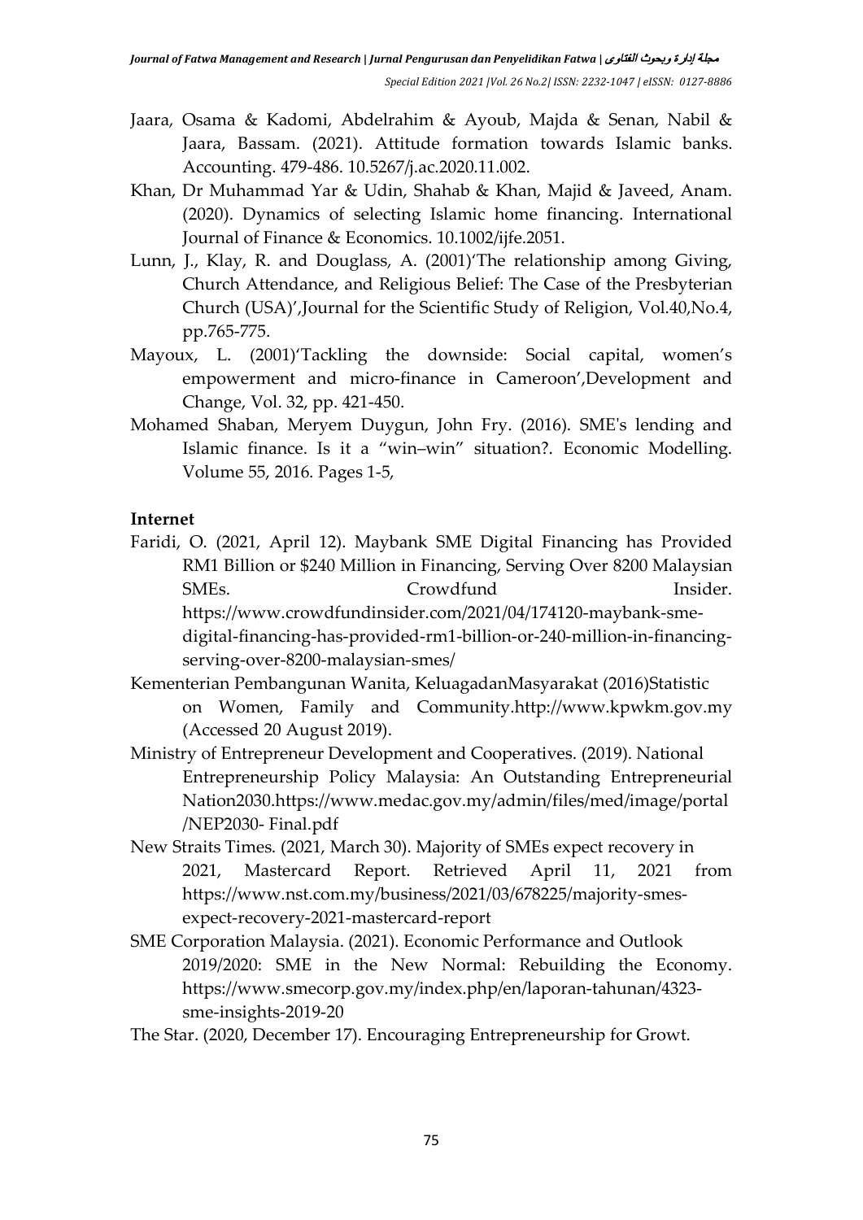Jaara, Osama & Kadomi, Abdelrahim & Ayoub, Majda & Senan, Nabil & Jaara, Bassam. (2021). Attitude formation towards Islamic banks. Accounting. 479-486. 10.5267/j.ac.2020.11.002.

Khan, Dr Muhammad Yar & Udin, Shahab & Khan, Majid & Javeed, Anam. (2020). Dynamics of selecting Islamic home financing. International Journal of Finance & Economics. 10.1002/ijfe.2051.

Lunn, J., Klay, R. and Douglass, A. (2001)'The relationship among Giving, Church Attendance, and Religious Belief: The Case of the Presbyterian Church (USA)',Journal for the Scientific Study of Religion, Vol.40,No.4, pp.765-775.

Mayoux, L. (2001)'Tackling the downside: Social capital, women's empowerment and micro-finance in Cameroon',Development and Change, Vol. 32, pp. 421-450.

Mohamed Shaban, Meryem Duygun, John Fry. (2016). SME's lending and Islamic finance. Is it a "win–win" situation?. Economic Modelling. Volume 55, 2016. Pages 1-5,

**Internet**

Faridi, O. (2021, April 12). Maybank SME Digital Financing has Provided RM1 Billion or $240 Million in Financing, Serving Over 8200 Malaysian SMEs. Crowdfund Insider. https://www.crowdfundinsider.com/2021/04/174120-maybank-sme-digital-financing-has-provided-rm1-billion-or-240-million-in-financing-serving-over-8200-malaysian-smes/

Kementerian Pembangunan Wanita, KeluagadanMasyarakat (2016)Statistic on Women, Family and Community.http://www.kpwkm.gov.my (Accessed 20 August 2019).

Ministry of Entrepreneur Development and Cooperatives. (2019). National Entrepreneurship Policy Malaysia: An Outstanding Entrepreneurial Nation2030.https://www.medac.gov.my/admin/files/med/image/portal/NEP2030- Final.pdf

New Straits Times. (2021, March 30). Majority of SMEs expect recovery in 2021, Mastercard Report. Retrieved April 11, 2021 from https://www.nst.com.my/business/2021/03/678225/majority-smes-expect-recovery-2021-mastercard-report

SME Corporation Malaysia. (2021). Economic Performance and Outlook 2019/2020: SME in the New Normal: Rebuilding the Economy. https://www.smecorp.gov.my/index.php/en/laporan-tahunan/4323-sme-insights-2019-20

The Star. (2020, December 17). Encouraging Entrepreneurship for Growt.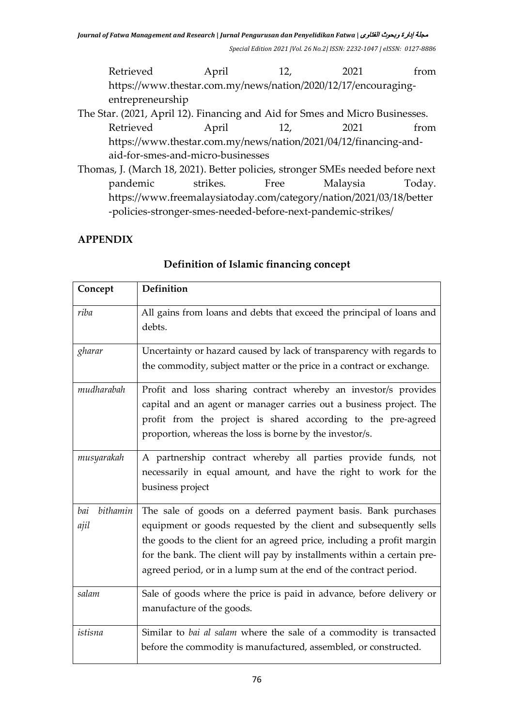Retrieved April 12, 2021 from https://www.thestar.com.my/news/nation/2020/12/17/encouraging-entrepreneurship

The Star. (2021, April 12). Financing and Aid for Smes and Micro Businesses. Retrieved April 12, 2021 from https://www.thestar.com.my/news/nation/2021/04/12/financing-and-aid-for-smes-and-micro-businesses

Thomas, J. (March 18, 2021). Better policies, stronger SMEs needed before next pandemic strikes. Free Malaysia Today. https://www.freemalaysiatoday.com/category/nation/2021/03/18/better-policies-stronger-smes-needed-before-next-pandemic-strikes/

## APPENDIX

### Definition of Islamic financing concept

| Concept | Definition |
|---|---|
| *riba* | All gains from loans and debts that exceed the principal of loans and debts. |
| *gharar* | Uncertainty or hazard caused by lack of transparency with regards to the commodity, subject matter or the price in a contract or exchange. |
| *mudharabah* | Profit and loss sharing contract whereby an investor/s provides capital and an agent or manager carries out a business project. The profit from the project is shared according to the pre-agreed proportion, whereas the loss is borne by the investor/s. |
| *musyarakah* | A partnership contract whereby all parties provide funds, not necessarily in equal amount, and have the right to work for the business project |
| *bai bithamin ajil* | The sale of goods on a deferred payment basis. Bank purchases equipment or goods requested by the client and subsequently sells the goods to the client for an agreed price, including a profit margin for the bank. The client will pay by installments within a certain pre-agreed period, or in a lump sum at the end of the contract period. |
| *salam* | Sale of goods where the price is paid in advance, before delivery or manufacture of the goods. |
| *istisna* | Similar to *bai al salam* where the sale of a commodity is transacted before the commodity is manufactured, assembled, or constructed. |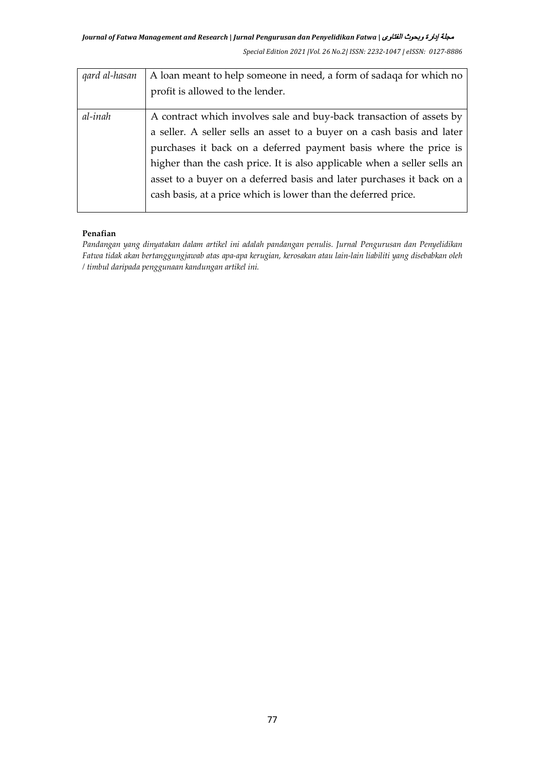| | |
|---|---|
| *qard al-hasan* | A loan meant to help someone in need, a form of sadaqa for which no profit is allowed to the lender. |
| *al-inah* | A contract which involves sale and buy-back transaction of assets by a seller. A seller sells an asset to a buyer on a cash basis and later purchases it back on a deferred payment basis where the price is higher than the cash price. It is also applicable when a seller sells an asset to a buyer on a deferred basis and later purchases it back on a cash basis, at a price which is lower than the deferred price. |

**Penafian**

*Pandangan yang dinyatakan dalam artikel ini adalah pandangan penulis. Jurnal Pengurusan dan Penyelidikan Fatwa tidak akan bertanggungjawab atas apa-apa kerugian, kerosakan atau lain-lain liabiliti yang disebabkan oleh / timbul daripada penggunaan kandungan artikel ini.*